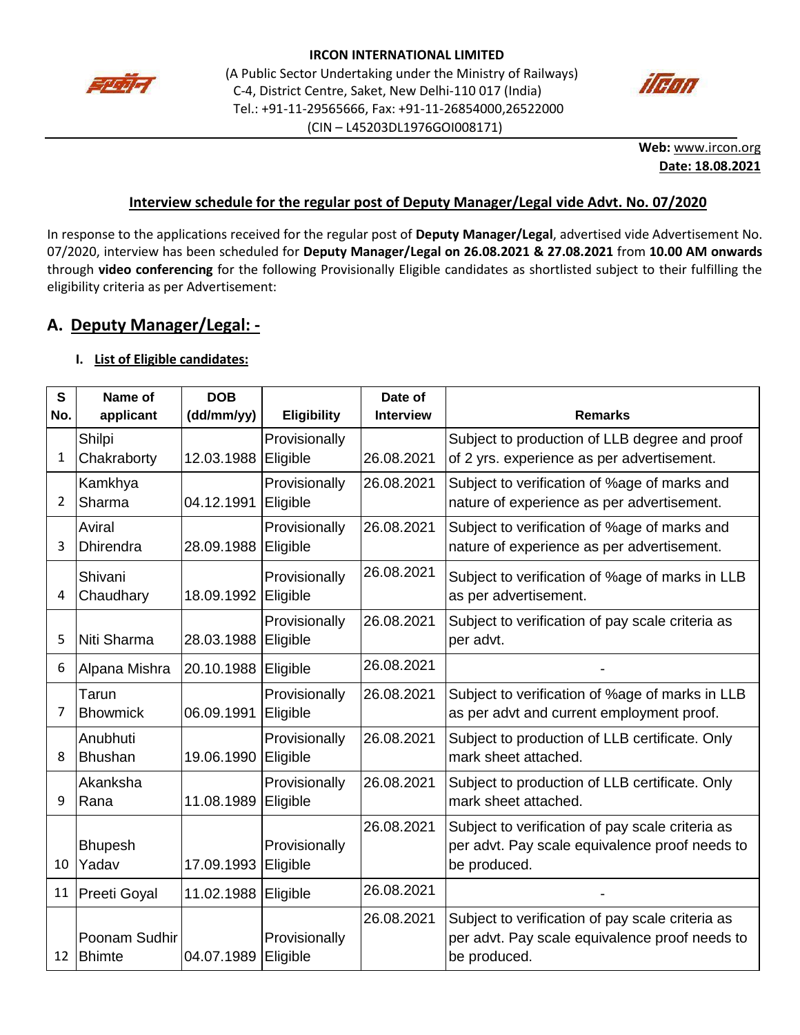**IRCON INTERNATIONAL LIMITED**

(A Public Sector Undertaking under the Ministry of Railways)
C-4, District Centre, Saket, New Delhi-110 017 (India)
Tel.: +91-11-29565666, Fax: +91-11-26854000,26522000
(CIN – L45203DL1976GOI008171)

**Web:** www.ircon.org
**Date: 18.08.2021**

## Interview schedule for the regular post of Deputy Manager/Legal vide Advt. No. 07/2020

In response to the applications received for the regular post of **Deputy Manager/Legal**, advertised vide Advertisement No. 07/2020, interview has been scheduled for **Deputy Manager/Legal on 26.08.2021 & 27.08.2021** from **10.00 AM onwards** through **video conferencing** for the following Provisionally Eligible candidates as shortlisted subject to their fulfilling the eligibility criteria as per Advertisement:

## A. Deputy Manager/Legal: -

### I. List of Eligible candidates:

| S No. | Name of applicant | DOB (dd/mm/yy) | Eligibility | Date of Interview | Remarks |
|---|---|---|---|---|---|
| 1 | Shilpi Chakraborty | 12.03.1988 | Provisionally Eligible | 26.08.2021 | Subject to production of LLB degree and proof of 2 yrs. experience as per advertisement. |
| 2 | Kamkhya Sharma | 04.12.1991 | Provisionally Eligible | 26.08.2021 | Subject to verification of %age of marks and nature of experience as per advertisement. |
| 3 | Aviral Dhirendra | 28.09.1988 | Provisionally Eligible | 26.08.2021 | Subject to verification of %age of marks and nature of experience as per advertisement. |
| 4 | Shivani Chaudhary | 18.09.1992 | Provisionally Eligible | 26.08.2021 | Subject to verification of %age of marks in LLB as per advertisement. |
| 5 | Niti Sharma | 28.03.1988 | Provisionally Eligible | 26.08.2021 | Subject to verification of pay scale criteria as per advt. |
| 6 | Alpana Mishra | 20.10.1988 | Eligible | 26.08.2021 | - |
| 7 | Tarun Bhowmick | 06.09.1991 | Provisionally Eligible | 26.08.2021 | Subject to verification of %age of marks in LLB as per advt and current employment proof. |
| 8 | Anubhuti Bhushan | 19.06.1990 | Provisionally Eligible | 26.08.2021 | Subject to production of LLB certificate. Only mark sheet attached. |
| 9 | Akanksha Rana | 11.08.1989 | Provisionally Eligible | 26.08.2021 | Subject to production of LLB certificate. Only mark sheet attached. |
| 10 | Bhupesh Yadav | 17.09.1993 | Provisionally Eligible | 26.08.2021 | Subject to verification of pay scale criteria as per advt. Pay scale equivalence proof needs to be produced. |
| 11 | Preeti Goyal | 11.02.1988 | Eligible | 26.08.2021 | - |
| 12 | Poonam Sudhir Bhimte | 04.07.1989 | Provisionally Eligible | 26.08.2021 | Subject to verification of pay scale criteria as per advt. Pay scale equivalence proof needs to be produced. |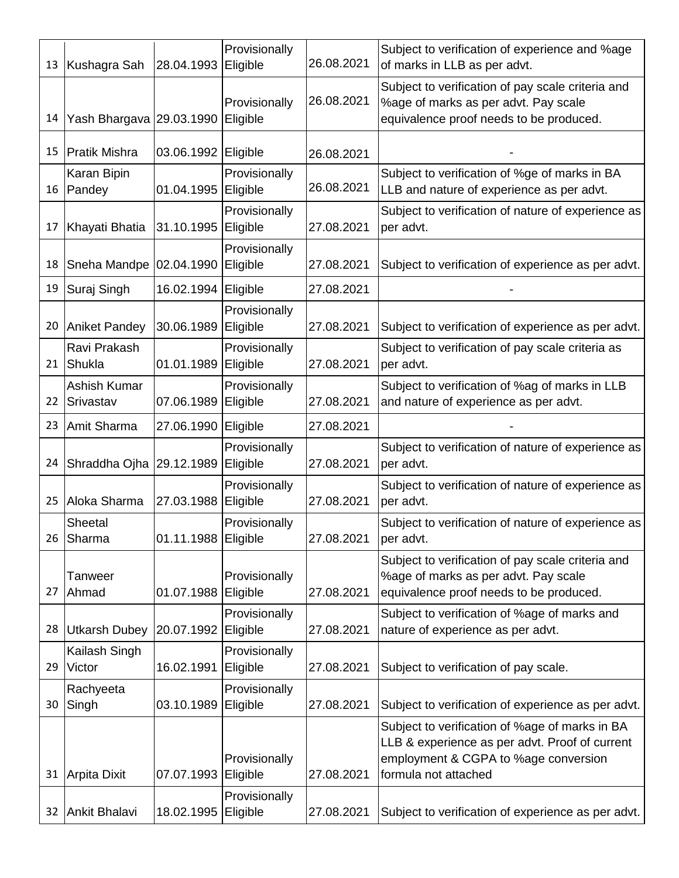| 13 | Kushagra Sah | 28.04.1993 | Provisionally Eligible | 26.08.2021 | Subject to verification of experience and %age of marks in LLB as per advt. |
|---|---|---|---|---|---|
| 14 | Yash Bhargava | 29.03.1990 | Provisionally Eligible | 26.08.2021 | Subject to verification of pay scale criteria and %age of marks as per advt. Pay scale equivalence proof needs to be produced. |
| 15 | Pratik Mishra | 03.06.1992 | Eligible | 26.08.2021 | - |
| 16 | Karan Bipin Pandey | 01.04.1995 | Provisionally Eligible | 26.08.2021 | Subject to verification of %ge of marks in BA LLB and nature of experience as per advt. |
| 17 | Khayati Bhatia | 31.10.1995 | Provisionally Eligible | 27.08.2021 | Subject to verification of nature of experience as per advt. |
| 18 | Sneha Mandpe | 02.04.1990 | Provisionally Eligible | 27.08.2021 | Subject to verification of experience as per advt. |
| 19 | Suraj Singh | 16.02.1994 | Eligible | 27.08.2021 | - |
| 20 | Aniket Pandey | 30.06.1989 | Provisionally Eligible | 27.08.2021 | Subject to verification of experience as per advt. |
| 21 | Ravi Prakash Shukla | 01.01.1989 | Provisionally Eligible | 27.08.2021 | Subject to verification of pay scale criteria as per advt. |
| 22 | Ashish Kumar Srivastav | 07.06.1989 | Provisionally Eligible | 27.08.2021 | Subject to verification of %ag of marks in LLB and nature of experience as per advt. |
| 23 | Amit Sharma | 27.06.1990 | Eligible | 27.08.2021 | - |
| 24 | Shraddha Ojha | 29.12.1989 | Provisionally Eligible | 27.08.2021 | Subject to verification of nature of experience as per advt. |
| 25 | Aloka Sharma | 27.03.1988 | Provisionally Eligible | 27.08.2021 | Subject to verification of nature of experience as per advt. |
| 26 | Sheetal Sharma | 01.11.1988 | Provisionally Eligible | 27.08.2021 | Subject to verification of nature of experience as per advt. |
| 27 | Tanweer Ahmad | 01.07.1988 | Provisionally Eligible | 27.08.2021 | Subject to verification of pay scale criteria and %age of marks as per advt. Pay scale equivalence proof needs to be produced. |
| 28 | Utkarsh Dubey | 20.07.1992 | Provisionally Eligible | 27.08.2021 | Subject to verification of %age of marks and nature of experience as per advt. |
| 29 | Kailash Singh Victor | 16.02.1991 | Provisionally Eligible | 27.08.2021 | Subject to verification of pay scale. |
| 30 | Rachyeeta Singh | 03.10.1989 | Provisionally Eligible | 27.08.2021 | Subject to verification of experience as per advt. |
| 31 | Arpita Dixit | 07.07.1993 | Provisionally Eligible | 27.08.2021 | Subject to verification of %age of marks in BA LLB & experience as per advt. Proof of current employment & CGPA to %age conversion formula not attached |
| 32 | Ankit Bhalavi | 18.02.1995 | Provisionally Eligible | 27.08.2021 | Subject to verification of experience as per advt. |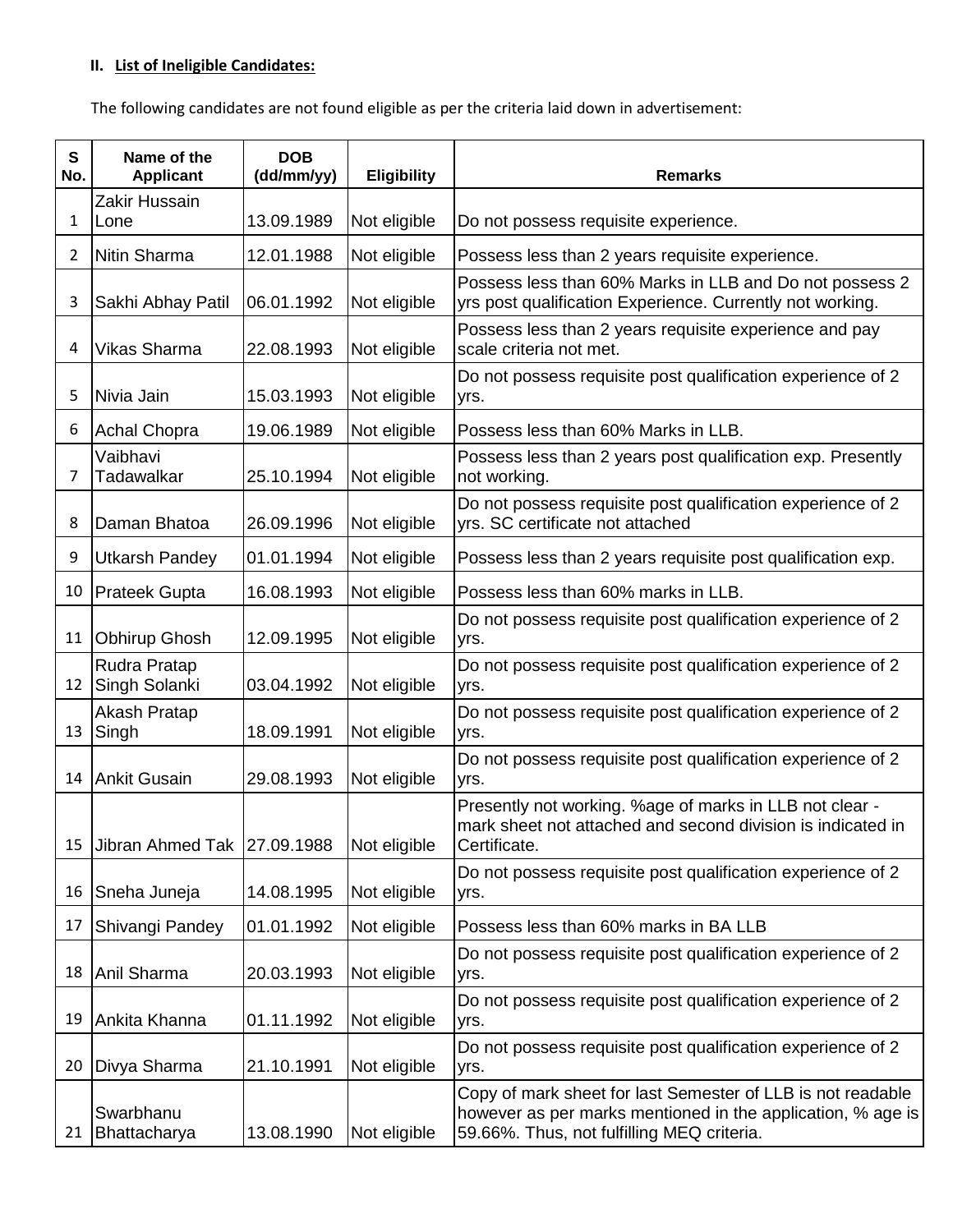**II. List of Ineligible Candidates:**

The following candidates are not found eligible as per the criteria laid down in advertisement:

| S No. | Name of the Applicant | DOB (dd/mm/yy) | Eligibility | Remarks |
|---|---|---|---|---|
| 1 | Zakir Hussain Lone | 13.09.1989 | Not eligible | Do not possess requisite experience. |
| 2 | Nitin Sharma | 12.01.1988 | Not eligible | Possess less than 2 years requisite experience. |
| 3 | Sakhi Abhay Patil | 06.01.1992 | Not eligible | Possess less than 60% Marks in LLB and Do not possess 2 yrs post qualification Experience. Currently not working. |
| 4 | Vikas Sharma | 22.08.1993 | Not eligible | Possess less than 2 years requisite experience and pay scale criteria not met. |
| 5 | Nivia Jain | 15.03.1993 | Not eligible | Do not possess requisite post qualification experience of 2 yrs. |
| 6 | Achal Chopra | 19.06.1989 | Not eligible | Possess less than 60% Marks in LLB. |
| 7 | Vaibhavi Tadawalkar | 25.10.1994 | Not eligible | Possess less than 2 years post qualification exp. Presently not working. |
| 8 | Daman Bhatoa | 26.09.1996 | Not eligible | Do not possess requisite post qualification experience of 2 yrs. SC certificate not attached |
| 9 | Utkarsh Pandey | 01.01.1994 | Not eligible | Possess less than 2 years requisite post qualification exp. |
| 10 | Prateek Gupta | 16.08.1993 | Not eligible | Possess less than 60% marks in LLB. |
| 11 | Obhirup Ghosh | 12.09.1995 | Not eligible | Do not possess requisite post qualification experience of 2 yrs. |
| 12 | Rudra Pratap Singh Solanki | 03.04.1992 | Not eligible | Do not possess requisite post qualification experience of 2 yrs. |
| 13 | Akash Pratap Singh | 18.09.1991 | Not eligible | Do not possess requisite post qualification experience of 2 yrs. |
| 14 | Ankit Gusain | 29.08.1993 | Not eligible | Do not possess requisite post qualification experience of 2 yrs. |
| 15 | Jibran Ahmed Tak | 27.09.1988 | Not eligible | Presently not working. %age of marks in LLB not clear - mark sheet not attached and second division is indicated in Certificate. |
| 16 | Sneha Juneja | 14.08.1995 | Not eligible | Do not possess requisite post qualification experience of 2 yrs. |
| 17 | Shivangi Pandey | 01.01.1992 | Not eligible | Possess less than 60% marks in BA LLB |
| 18 | Anil Sharma | 20.03.1993 | Not eligible | Do not possess requisite post qualification experience of 2 yrs. |
| 19 | Ankita Khanna | 01.11.1992 | Not eligible | Do not possess requisite post qualification experience of 2 yrs. |
| 20 | Divya Sharma | 21.10.1991 | Not eligible | Do not possess requisite post qualification experience of 2 yrs. |
| 21 | Swarbhanu Bhattacharya | 13.08.1990 | Not eligible | Copy of mark sheet for last Semester of LLB is not readable however as per marks mentioned in the application, % age is 59.66%. Thus, not fulfilling MEQ criteria. |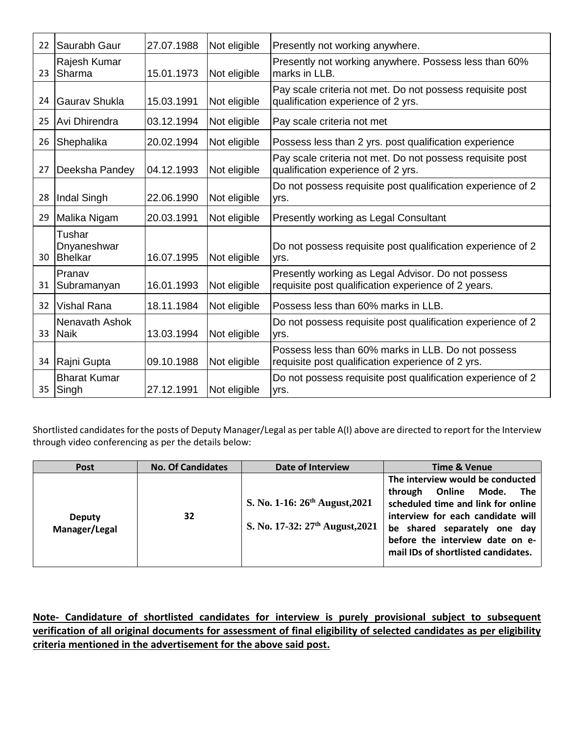| 22 | Saurabh Gaur | 27.07.1988 | Not eligible | Presently not working anywhere. |
|---|---|---|---|---|
| 23 | Rajesh Kumar Sharma | 15.01.1973 | Not eligible | Presently not working anywhere. Possess less than 60% marks in LLB. |
| 24 | Gaurav Shukla | 15.03.1991 | Not eligible | Pay scale criteria not met. Do not possess requisite post qualification experience of 2 yrs. |
| 25 | Avi Dhirendra | 03.12.1994 | Not eligible | Pay scale criteria not met |
| 26 | Shephalika | 20.02.1994 | Not eligible | Possess less than 2 yrs. post qualification experience |
| 27 | Deeksha Pandey | 04.12.1993 | Not eligible | Pay scale criteria not met. Do not possess requisite post qualification experience of 2 yrs. |
| 28 | Indal Singh | 22.06.1990 | Not eligible | Do not possess requisite post qualification experience of 2 yrs. |
| 29 | Malika Nigam | 20.03.1991 | Not eligible | Presently working as Legal Consultant |
| 30 | Tushar Dnyaneshwar Bhelkar | 16.07.1995 | Not eligible | Do not possess requisite post qualification experience of 2 yrs. |
| 31 | Pranav Subramanyan | 16.01.1993 | Not eligible | Presently working as Legal Advisor. Do not possess requisite post qualification experience of 2 years. |
| 32 | Vishal Rana | 18.11.1984 | Not eligible | Possess less than 60% marks in LLB. |
| 33 | Nenavath Ashok Naik | 13.03.1994 | Not eligible | Do not possess requisite post qualification experience of 2 yrs. |
| 34 | Rajni Gupta | 09.10.1988 | Not eligible | Possess less than 60% marks in LLB. Do not possess requisite post qualification experience of 2 yrs. |
| 35 | Bharat Kumar Singh | 27.12.1991 | Not eligible | Do not possess requisite post qualification experience of 2 yrs. |

Shortlisted candidates for the posts of Deputy Manager/Legal as per table A(I) above are directed to report for the Interview through video conferencing as per the details below:

| Post | No. Of Candidates | Date of Interview | Time & Venue |
|---|---|---|---|
| Deputy Manager/Legal | 32 | S. No. 1-16: 26th August,2021<br>S. No. 17-32: 27th August,2021 | The interview would be conducted through Online Mode. The scheduled time and link for online interview for each candidate will be shared separately one day before the interview date on e-mail IDs of shortlisted candidates. |

**Note- Candidature of shortlisted candidates for interview is purely provisional subject to subsequent verification of all original documents for assessment of final eligibility of selected candidates as per eligibility criteria mentioned in the advertisement for the above said post.**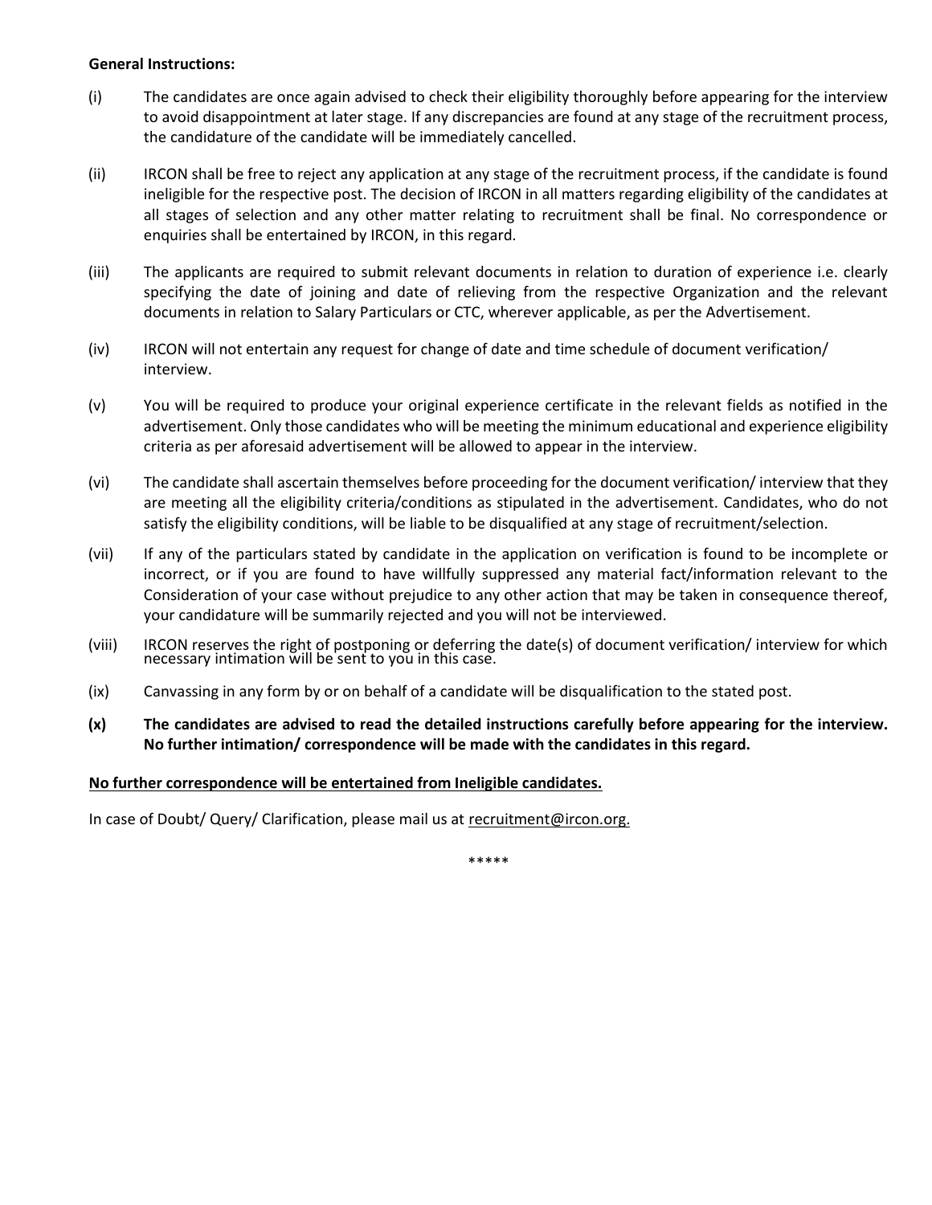**General Instructions:**

(i) The candidates are once again advised to check their eligibility thoroughly before appearing for the interview to avoid disappointment at later stage. If any discrepancies are found at any stage of the recruitment process, the candidature of the candidate will be immediately cancelled.

(ii) IRCON shall be free to reject any application at any stage of the recruitment process, if the candidate is found ineligible for the respective post. The decision of IRCON in all matters regarding eligibility of the candidates at all stages of selection and any other matter relating to recruitment shall be final. No correspondence or enquiries shall be entertained by IRCON, in this regard.

(iii) The applicants are required to submit relevant documents in relation to duration of experience i.e. clearly specifying the date of joining and date of relieving from the respective Organization and the relevant documents in relation to Salary Particulars or CTC, wherever applicable, as per the Advertisement.

(iv) IRCON will not entertain any request for change of date and time schedule of document verification/ interview.

(v) You will be required to produce your original experience certificate in the relevant fields as notified in the advertisement. Only those candidates who will be meeting the minimum educational and experience eligibility criteria as per aforesaid advertisement will be allowed to appear in the interview.

(vi) The candidate shall ascertain themselves before proceeding for the document verification/ interview that they are meeting all the eligibility criteria/conditions as stipulated in the advertisement. Candidates, who do not satisfy the eligibility conditions, will be liable to be disqualified at any stage of recruitment/selection.

(vii) If any of the particulars stated by candidate in the application on verification is found to be incomplete or incorrect, or if you are found to have willfully suppressed any material fact/information relevant to the Consideration of your case without prejudice to any other action that may be taken in consequence thereof, your candidature will be summarily rejected and you will not be interviewed.

(viii) IRCON reserves the right of postponing or deferring the date(s) of document verification/ interview for which necessary intimation will be sent to you in this case.

(ix) Canvassing in any form by or on behalf of a candidate will be disqualification to the stated post.

**(x) The candidates are advised to read the detailed instructions carefully before appearing for the interview. No further intimation/ correspondence will be made with the candidates in this regard.**

<u>**No further correspondence will be entertained from Ineligible candidates.**</u>

In case of Doubt/ Query/ Clarification, please mail us at recruitment@ircon.org.

*****